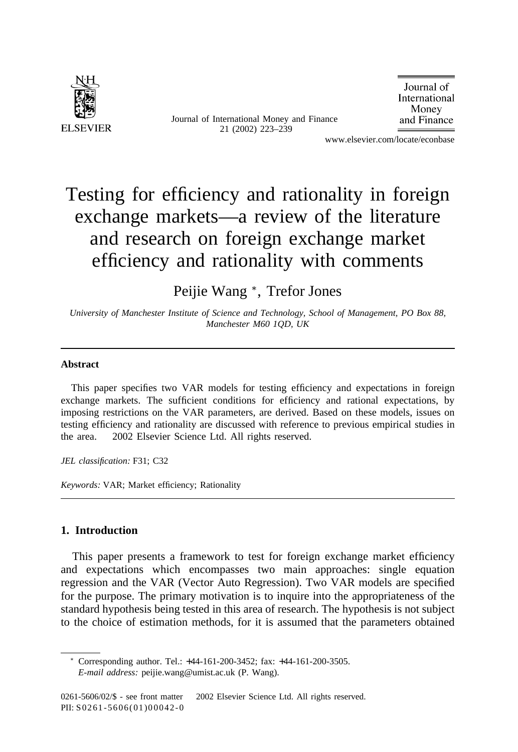# Testing for efficiency and rationality in foreign exchange markets—a review of the literature and research on foreign exchange market efficiency and rationality with comments

Peijie Wang *, Trefor Jones

*University of Manchester Institute of Science and Technology, School of Management, PO Box 88, Manchester M60 1QD, UK*

---

## Abstract

This paper specifies two VAR models for testing efficiency and expectations in foreign exchange markets. The sufficient conditions for efficiency and rational expectations, by imposing restrictions on the VAR parameters, are derived. Based on these models, issues on testing efficiency and rationality are discussed with reference to previous empirical studies in the area. © 2002 Elsevier Science Ltd. All rights reserved.

*JEL classification:* F31; C32

*Keywords:* VAR; Market efficiency; Rationality

---

## 1. Introduction

This paper presents a framework to test for foreign exchange market efficiency and expectations which encompasses two main approaches: single equation regression and the VAR (Vector Auto Regression). Two VAR models are specified for the purpose. The primary motivation is to inquire into the appropriateness of the standard hypothesis being tested in this area of research. The hypothesis is not subject to the choice of estimation methods, for it is assumed that the parameters obtained

---

* Corresponding author. Tel.: +44-161-200-3452; fax: +44-161-200-3505.
*E-mail address:* peijie.wang@umist.ac.uk (P. Wang).

0261-5606/02/$ - see front matter © 2002 Elsevier Science Ltd. All rights reserved.
PII: S0261-5606(01)00042-0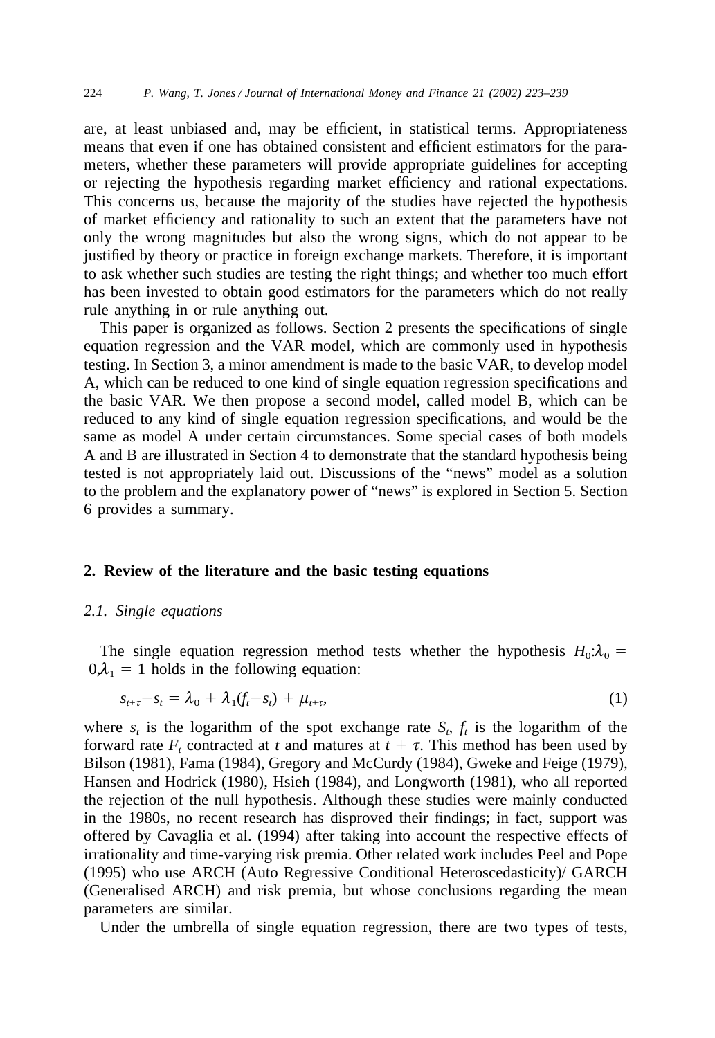are, at least unbiased and, may be efficient, in statistical terms. Appropriateness means that even if one has obtained consistent and efficient estimators for the parameters, whether these parameters will provide appropriate guidelines for accepting or rejecting the hypothesis regarding market efficiency and rational expectations. This concerns us, because the majority of the studies have rejected the hypothesis of market efficiency and rationality to such an extent that the parameters have not only the wrong magnitudes but also the wrong signs, which do not appear to be justified by theory or practice in foreign exchange markets. Therefore, it is important to ask whether such studies are testing the right things; and whether too much effort has been invested to obtain good estimators for the parameters which do not really rule anything in or rule anything out.

This paper is organized as follows. Section 2 presents the specifications of single equation regression and the VAR model, which are commonly used in hypothesis testing. In Section 3, a minor amendment is made to the basic VAR, to develop model A, which can be reduced to one kind of single equation regression specifications and the basic VAR. We then propose a second model, called model B, which can be reduced to any kind of single equation regression specifications, and would be the same as model A under certain circumstances. Some special cases of both models A and B are illustrated in Section 4 to demonstrate that the standard hypothesis being tested is not appropriately laid out. Discussions of the "news" model as a solution to the problem and the explanatory power of "news" is explored in Section 5. Section 6 provides a summary.

## 2. Review of the literature and the basic testing equations

### 2.1. Single equations

The single equation regression method tests whether the hypothesis $H_0{:}\lambda_0 = 0, \lambda_1 = 1$ holds in the following equation:

$$s_{t+\tau} - s_t = \lambda_0 + \lambda_1(f_t - s_t) + \mu_{t+\tau}, \tag{1}$$

where $s_t$ is the logarithm of the spot exchange rate $S_t$, $f_t$ is the logarithm of the forward rate $F_t$ contracted at $t$ and matures at $t + \tau$. This method has been used by Bilson (1981), Fama (1984), Gregory and McCurdy (1984), Gweke and Feige (1979), Hansen and Hodrick (1980), Hsieh (1984), and Longworth (1981), who all reported the rejection of the null hypothesis. Although these studies were mainly conducted in the 1980s, no recent research has disproved their findings; in fact, support was offered by Cavaglia et al. (1994) after taking into account the respective effects of irrationality and time-varying risk premia. Other related work includes Peel and Pope (1995) who use ARCH (Auto Regressive Conditional Heteroscedasticity)/ GARCH (Generalised ARCH) and risk premia, but whose conclusions regarding the mean parameters are similar.

Under the umbrella of single equation regression, there are two types of tests,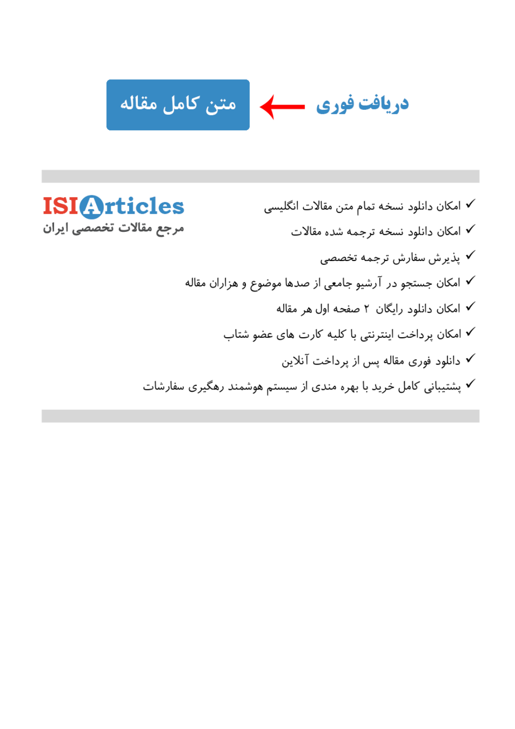دریافت فوری ← متن کامل مقاله

ISIArticles
مرجع مقالات تخصصی ایران

- ✓ امکان دانلود نسخه تمام متن مقالات انگلیسی
- ✓ امکان دانلود نسخه ترجمه شده مقالات
- ✓ پذیرش سفارش ترجمه تخصصی
- ✓ امکان جستجو در آرشیو جامعی از صدها موضوع و هزاران مقاله
- ✓ امکان دانلود رایگان ۲ صفحه اول هر مقاله
- ✓ امکان پرداخت اینترنتی با کلیه کارت های عضو شتاب
- ✓ دانلود فوری مقاله پس از پرداخت آنلاین
- ✓ پشتیبانی کامل خرید با بهره مندی از سیستم هوشمند رهگیری سفارشات